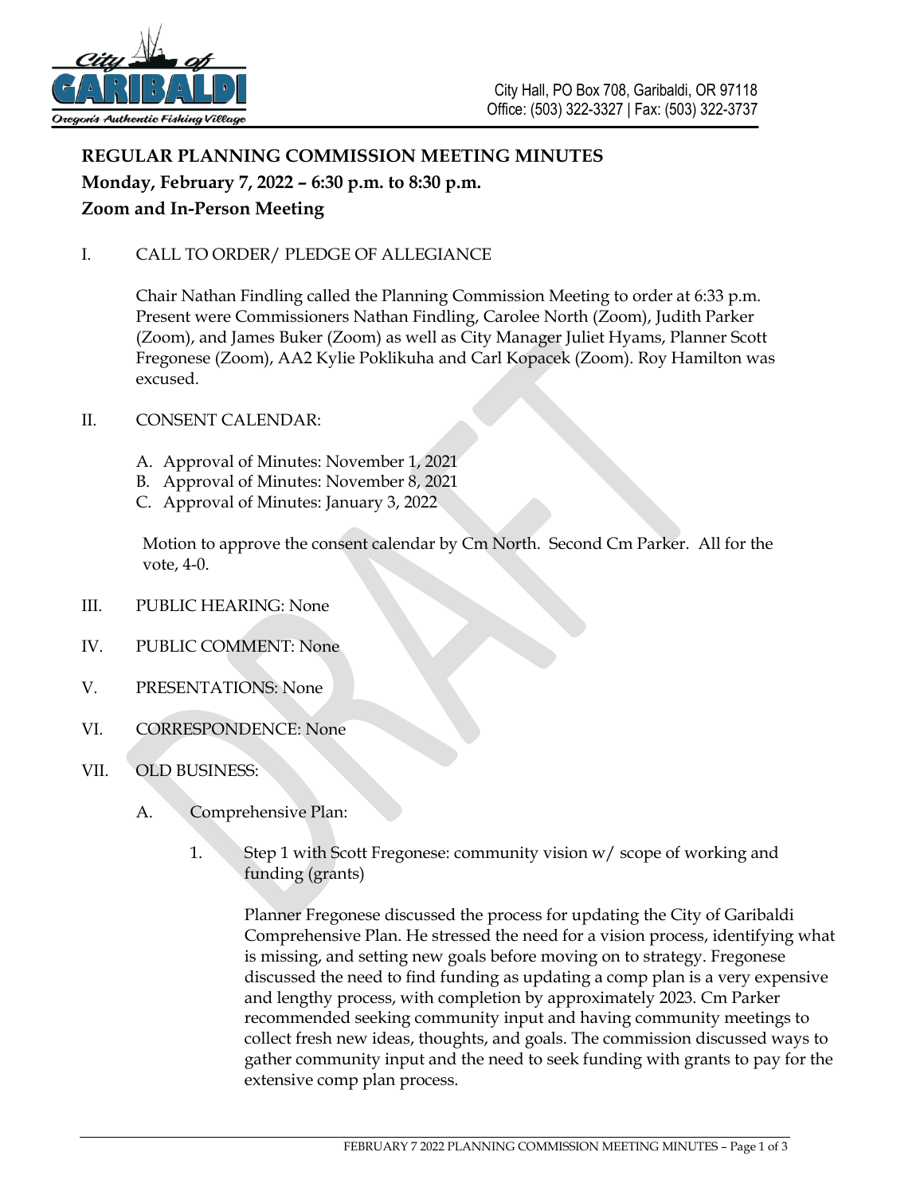City Hall, PO Box 708, Garibaldi, OR 97118
Office: (503) 322-3327 | Fax: (503) 322-3737

# REGULAR PLANNING COMMISSION MEETING MINUTES

**Monday, February 7, 2022 – 6:30 p.m. to 8:30 p.m.**

**Zoom and In-Person Meeting**

I. CALL TO ORDER/ PLEDGE OF ALLEGIANCE

Chair Nathan Findling called the Planning Commission Meeting to order at 6:33 p.m. Present were Commissioners Nathan Findling, Carolee North (Zoom), Judith Parker (Zoom), and James Buker (Zoom) as well as City Manager Juliet Hyams, Planner Scott Fregonese (Zoom), AA2 Kylie Poklikuha and Carl Kopacek (Zoom). Roy Hamilton was excused.

II. CONSENT CALENDAR:

A. Approval of Minutes: November 1, 2021
B. Approval of Minutes: November 8, 2021
C. Approval of Minutes: January 3, 2022

Motion to approve the consent calendar by Cm North. Second Cm Parker. All for the vote, 4-0.

III. PUBLIC HEARING: None

IV. PUBLIC COMMENT: None

V. PRESENTATIONS: None

VI. CORRESPONDENCE: None

VII. OLD BUSINESS:

A. Comprehensive Plan:

1. Step 1 with Scott Fregonese: community vision w/ scope of working and funding (grants)

Planner Fregonese discussed the process for updating the City of Garibaldi Comprehensive Plan. He stressed the need for a vision process, identifying what is missing, and setting new goals before moving on to strategy. Fregonese discussed the need to find funding as updating a comp plan is a very expensive and lengthy process, with completion by approximately 2023. Cm Parker recommended seeking community input and having community meetings to collect fresh new ideas, thoughts, and goals. The commission discussed ways to gather community input and the need to seek funding with grants to pay for the extensive comp plan process.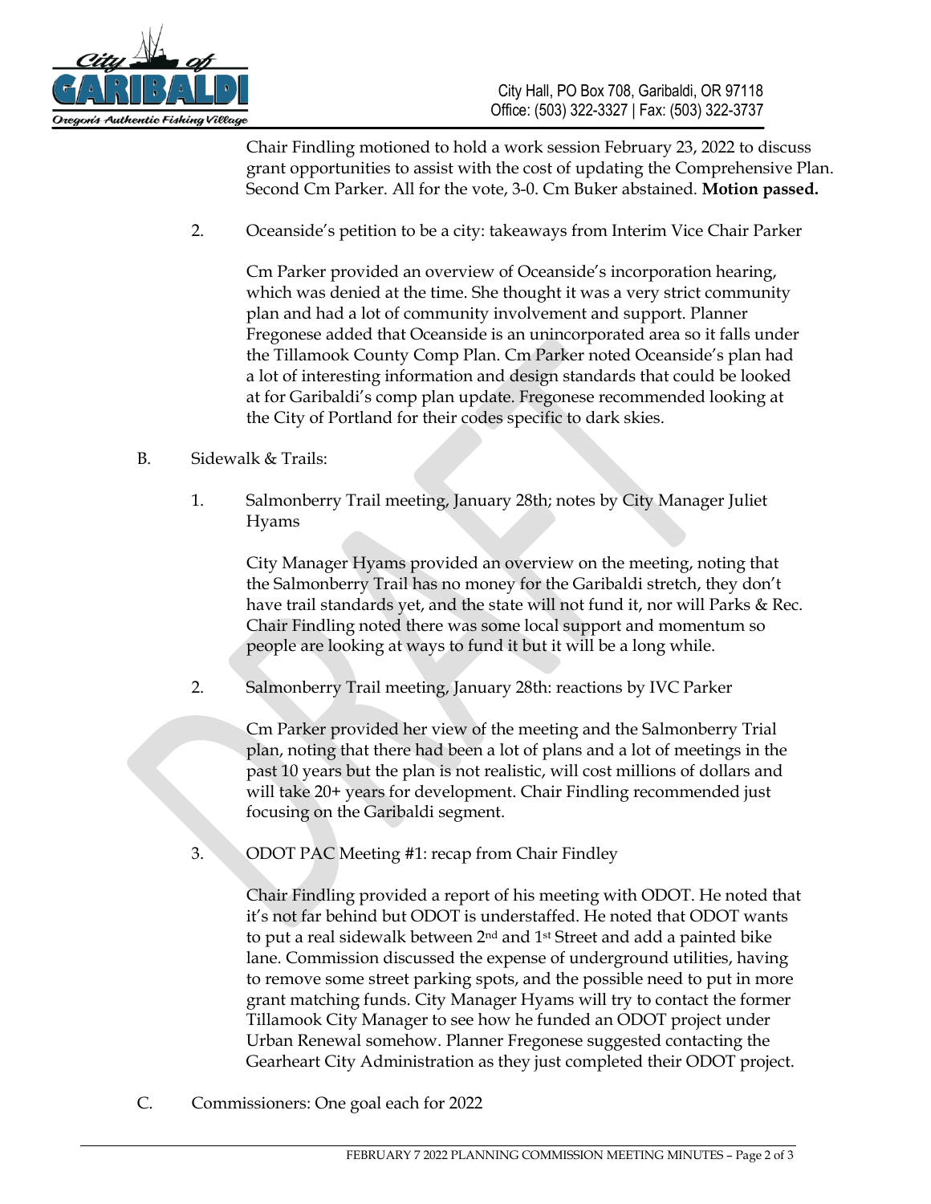Chair Findling motioned to hold a work session February 23, 2022 to discuss grant opportunities to assist with the cost of updating the Comprehensive Plan. Second Cm Parker. All for the vote, 3-0. Cm Buker abstained. **Motion passed.**

2. Oceanside's petition to be a city: takeaways from Interim Vice Chair Parker

   Cm Parker provided an overview of Oceanside's incorporation hearing, which was denied at the time. She thought it was a very strict community plan and had a lot of community involvement and support. Planner Fregonese added that Oceanside is an unincorporated area so it falls under the Tillamook County Comp Plan. Cm Parker noted Oceanside's plan had a lot of interesting information and design standards that could be looked at for Garibaldi's comp plan update. Fregonese recommended looking at the City of Portland for their codes specific to dark skies.

B. Sidewalk & Trails:

1. Salmonberry Trail meeting, January 28th; notes by City Manager Juliet Hyams

   City Manager Hyams provided an overview on the meeting, noting that the Salmonberry Trail has no money for the Garibaldi stretch, they don't have trail standards yet, and the state will not fund it, nor will Parks & Rec. Chair Findling noted there was some local support and momentum so people are looking at ways to fund it but it will be a long while.

2. Salmonberry Trail meeting, January 28th: reactions by IVC Parker

   Cm Parker provided her view of the meeting and the Salmonberry Trial plan, noting that there had been a lot of plans and a lot of meetings in the past 10 years but the plan is not realistic, will cost millions of dollars and will take 20+ years for development. Chair Findling recommended just focusing on the Garibaldi segment.

3. ODOT PAC Meeting #1: recap from Chair Findley

   Chair Findling provided a report of his meeting with ODOT. He noted that it's not far behind but ODOT is understaffed. He noted that ODOT wants to put a real sidewalk between 2nd and 1st Street and add a painted bike lane. Commission discussed the expense of underground utilities, having to remove some street parking spots, and the possible need to put in more grant matching funds. City Manager Hyams will try to contact the former Tillamook City Manager to see how he funded an ODOT project under Urban Renewal somehow. Planner Fregonese suggested contacting the Gearheart City Administration as they just completed their ODOT project.

C. Commissioners: One goal each for 2022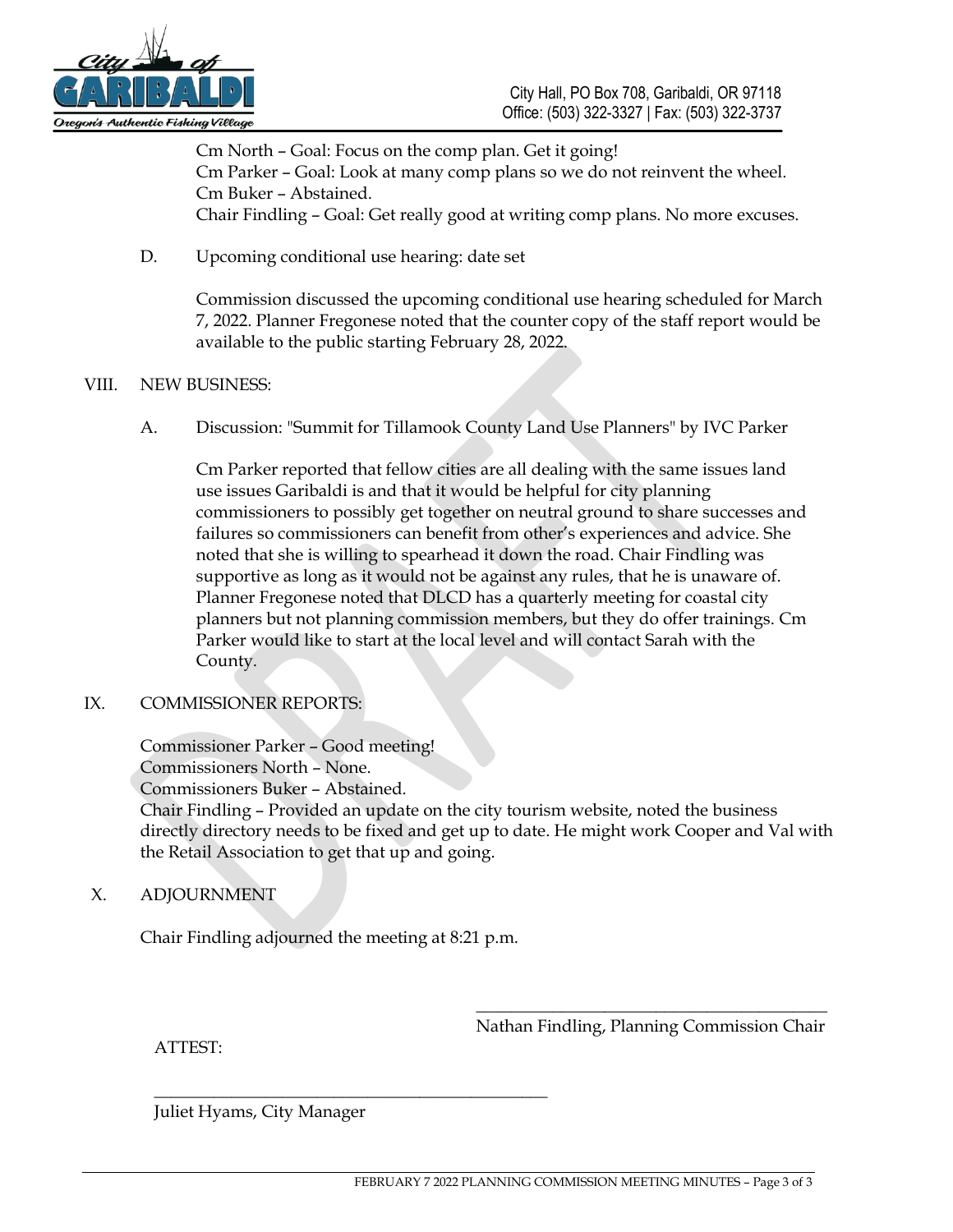Cm North – Goal: Focus on the comp plan. Get it going!
Cm Parker – Goal: Look at many comp plans so we do not reinvent the wheel.
Cm Buker – Abstained.
Chair Findling – Goal: Get really good at writing comp plans. No more excuses.

D. Upcoming conditional use hearing: date set

Commission discussed the upcoming conditional use hearing scheduled for March 7, 2022. Planner Fregonese noted that the counter copy of the staff report would be available to the public starting February 28, 2022.

## VIII. NEW BUSINESS:

A. Discussion: "Summit for Tillamook County Land Use Planners" by IVC Parker

Cm Parker reported that fellow cities are all dealing with the same issues land use issues Garibaldi is and that it would be helpful for city planning commissioners to possibly get together on neutral ground to share successes and failures so commissioners can benefit from other's experiences and advice. She noted that she is willing to spearhead it down the road. Chair Findling was supportive as long as it would not be against any rules, that he is unaware of. Planner Fregonese noted that DLCD has a quarterly meeting for coastal city planners but not planning commission members, but they do offer trainings. Cm Parker would like to start at the local level and will contact Sarah with the County.

## IX. COMMISSIONER REPORTS:

Commissioner Parker – Good meeting!
Commissioners North – None.
Commissioners Buker – Abstained.
Chair Findling – Provided an update on the city tourism website, noted the business directly directory needs to be fixed and get up to date. He might work Cooper and Val with the Retail Association to get that up and going.

## X. ADJOURNMENT

Chair Findling adjourned the meeting at 8:21 p.m.

\_\_\_\_\_\_\_\_\_\_\_\_\_\_\_\_\_\_\_\_\_\_\_\_\_\_\_\_\_\_\_\_\_\_\_\_\_\_\_\_
Nathan Findling, Planning Commission Chair

ATTEST:

\_\_\_\_\_\_\_\_\_\_\_\_\_\_\_\_\_\_\_\_\_\_\_\_\_\_\_\_\_\_\_\_\_\_\_\_\_\_\_\_
Juliet Hyams, City Manager